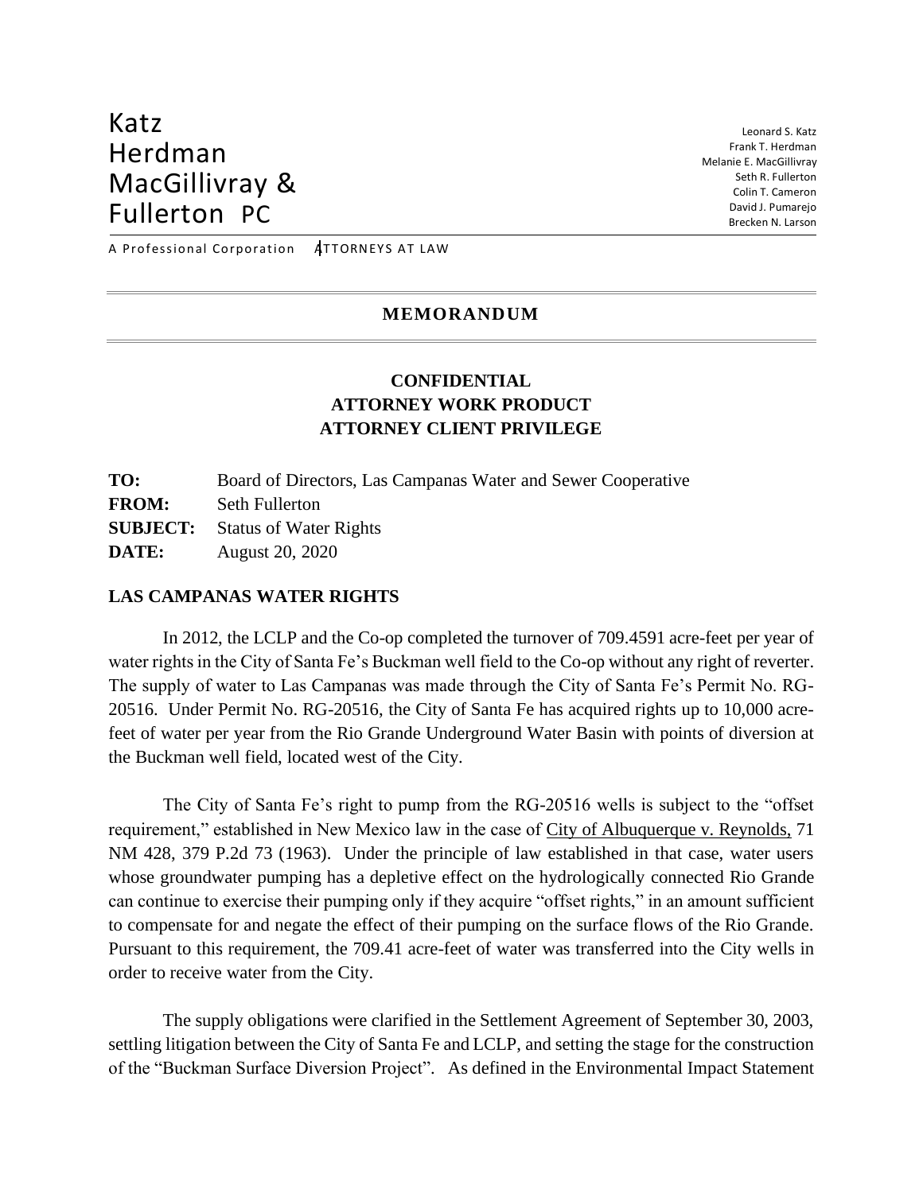Katz
Herdman
MacGillivray &
Fullerton PC

Leonard S. Katz
Frank T. Herdman
Melanie E. MacGillivray
Seth R. Fullerton
Colin T. Cameron
David J. Pumarejo
Brecken N. Larson

A Professional Corporation ATTORNEYS AT LAW

## MEMORANDUM

**CONFIDENTIAL**
**ATTORNEY WORK PRODUCT**
**ATTORNEY CLIENT PRIVILEGE**

**TO:** Board of Directors, Las Campanas Water and Sewer Cooperative
**FROM:** Seth Fullerton
**SUBJECT:** Status of Water Rights
**DATE:** August 20, 2020

### LAS CAMPANAS WATER RIGHTS

In 2012, the LCLP and the Co-op completed the turnover of 709.4591 acre-feet per year of water rights in the City of Santa Fe's Buckman well field to the Co-op without any right of reverter. The supply of water to Las Campanas was made through the City of Santa Fe's Permit No. RG-20516. Under Permit No. RG-20516, the City of Santa Fe has acquired rights up to 10,000 acre-feet of water per year from the Rio Grande Underground Water Basin with points of diversion at the Buckman well field, located west of the City.

The City of Santa Fe's right to pump from the RG-20516 wells is subject to the "offset requirement," established in New Mexico law in the case of City of Albuquerque v. Reynolds, 71 NM 428, 379 P.2d 73 (1963). Under the principle of law established in that case, water users whose groundwater pumping has a depletive effect on the hydrologically connected Rio Grande can continue to exercise their pumping only if they acquire "offset rights," in an amount sufficient to compensate for and negate the effect of their pumping on the surface flows of the Rio Grande. Pursuant to this requirement, the 709.41 acre-feet of water was transferred into the City wells in order to receive water from the City.

The supply obligations were clarified in the Settlement Agreement of September 30, 2003, settling litigation between the City of Santa Fe and LCLP, and setting the stage for the construction of the "Buckman Surface Diversion Project". As defined in the Environmental Impact Statement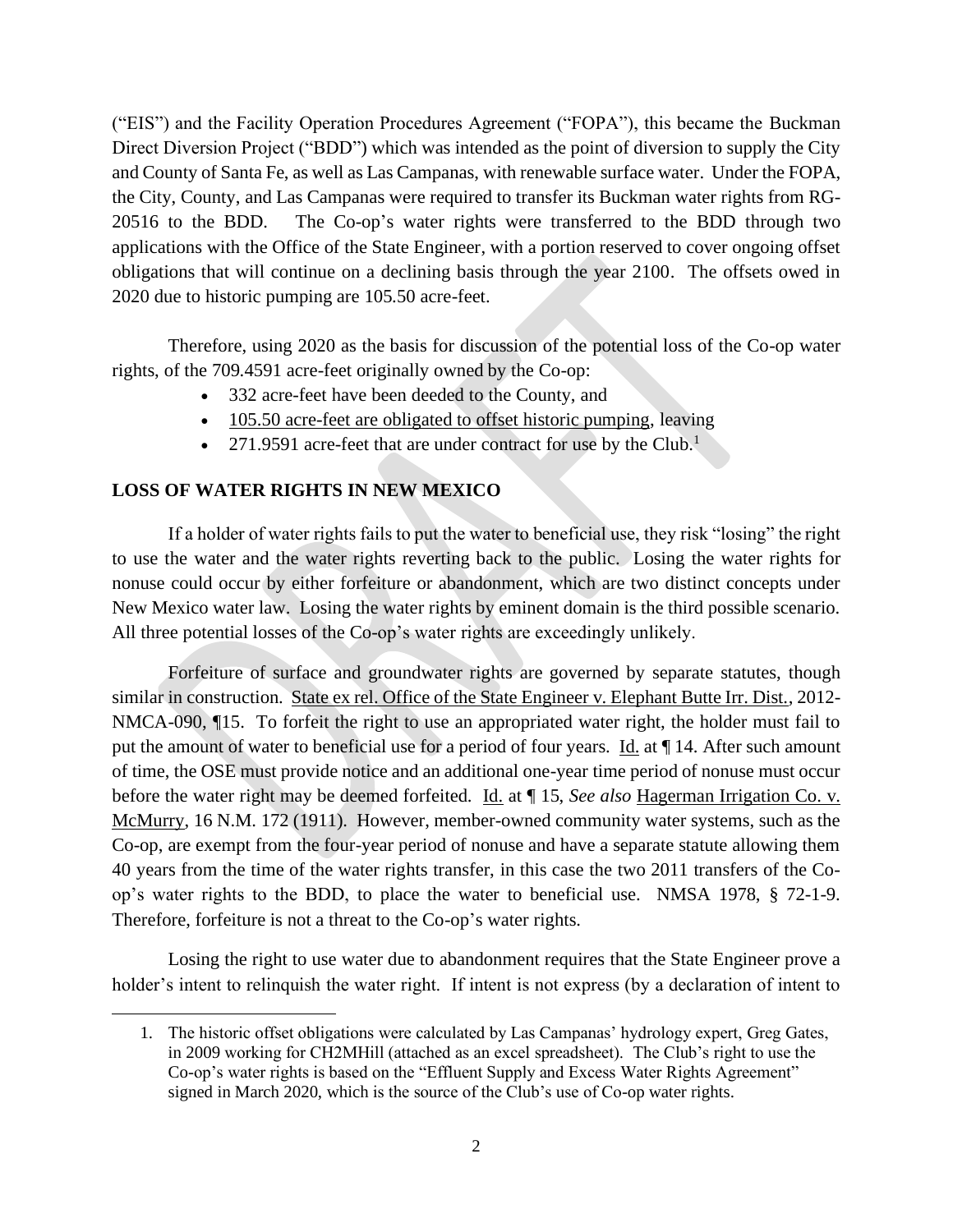("EIS") and the Facility Operation Procedures Agreement ("FOPA"), this became the Buckman Direct Diversion Project ("BDD") which was intended as the point of diversion to supply the City and County of Santa Fe, as well as Las Campanas, with renewable surface water. Under the FOPA, the City, County, and Las Campanas were required to transfer its Buckman water rights from RG-20516 to the BDD. The Co-op's water rights were transferred to the BDD through two applications with the Office of the State Engineer, with a portion reserved to cover ongoing offset obligations that will continue on a declining basis through the year 2100. The offsets owed in 2020 due to historic pumping are 105.50 acre-feet.

Therefore, using 2020 as the basis for discussion of the potential loss of the Co-op water rights, of the 709.4591 acre-feet originally owned by the Co-op:

- 332 acre-feet have been deeded to the County, and
- 105.50 acre-feet are obligated to offset historic pumping, leaving
- 271.9591 acre-feet that are under contract for use by the Club.[1]

**LOSS OF WATER RIGHTS IN NEW MEXICO**

If a holder of water rights fails to put the water to beneficial use, they risk "losing" the right to use the water and the water rights reverting back to the public. Losing the water rights for nonuse could occur by either forfeiture or abandonment, which are two distinct concepts under New Mexico water law. Losing the water rights by eminent domain is the third possible scenario. All three potential losses of the Co-op's water rights are exceedingly unlikely.

Forfeiture of surface and groundwater rights are governed by separate statutes, though similar in construction. State ex rel. Office of the State Engineer v. Elephant Butte Irr. Dist., 2012-NMCA-090, ¶15. To forfeit the right to use an appropriated water right, the holder must fail to put the amount of water to beneficial use for a period of four years. Id. at ¶ 14. After such amount of time, the OSE must provide notice and an additional one-year time period of nonuse must occur before the water right may be deemed forfeited. Id. at ¶ 15, *See also* Hagerman Irrigation Co. v. McMurry, 16 N.M. 172 (1911). However, member-owned community water systems, such as the Co-op, are exempt from the four-year period of nonuse and have a separate statute allowing them 40 years from the time of the water rights transfer, in this case the two 2011 transfers of the Co-op's water rights to the BDD, to place the water to beneficial use. NMSA 1978, § 72-1-9. Therefore, forfeiture is not a threat to the Co-op's water rights.

Losing the right to use water due to abandonment requires that the State Engineer prove a holder's intent to relinquish the water right. If intent is not express (by a declaration of intent to

1. The historic offset obligations were calculated by Las Campanas' hydrology expert, Greg Gates, in 2009 working for CH2MHill (attached as an excel spreadsheet). The Club's right to use the Co-op's water rights is based on the "Effluent Supply and Excess Water Rights Agreement" signed in March 2020, which is the source of the Club's use of Co-op water rights.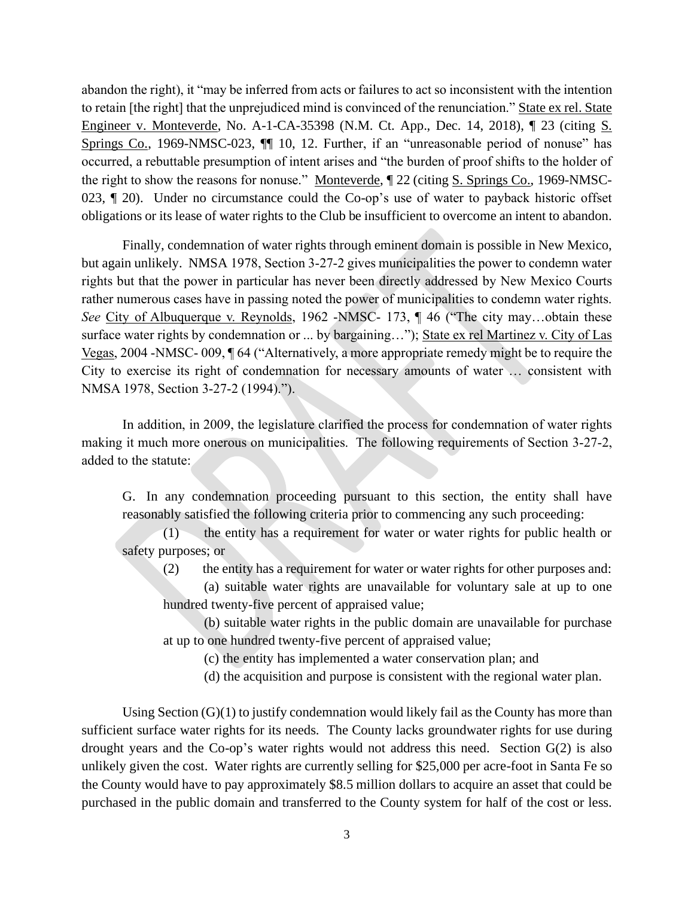abandon the right), it "may be inferred from acts or failures to act so inconsistent with the intention to retain [the right] that the unprejudiced mind is convinced of the renunciation." State ex rel. State Engineer v. Monteverde, No. A-1-CA-35398 (N.M. Ct. App., Dec. 14, 2018), ¶ 23 (citing S. Springs Co., 1969-NMSC-023, ¶¶ 10, 12. Further, if an "unreasonable period of nonuse" has occurred, a rebuttable presumption of intent arises and "the burden of proof shifts to the holder of the right to show the reasons for nonuse." Monteverde, ¶ 22 (citing S. Springs Co., 1969-NMSC-023, ¶ 20). Under no circumstance could the Co-op's use of water to payback historic offset obligations or its lease of water rights to the Club be insufficient to overcome an intent to abandon.

Finally, condemnation of water rights through eminent domain is possible in New Mexico, but again unlikely. NMSA 1978, Section 3-27-2 gives municipalities the power to condemn water rights but that the power in particular has never been directly addressed by New Mexico Courts rather numerous cases have in passing noted the power of municipalities to condemn water rights. *See* City of Albuquerque v. Reynolds, 1962 -NMSC- 173, ¶ 46 ("The city may…obtain these surface water rights by condemnation or ... by bargaining…"); State ex rel Martinez v. City of Las Vegas, 2004 -NMSC- 009, ¶ 64 ("Alternatively, a more appropriate remedy might be to require the City to exercise its right of condemnation for necessary amounts of water … consistent with NMSA 1978, Section 3-27-2 (1994).").

In addition, in 2009, the legislature clarified the process for condemnation of water rights making it much more onerous on municipalities. The following requirements of Section 3-27-2, added to the statute:

> G. In any condemnation proceeding pursuant to this section, the entity shall have reasonably satisfied the following criteria prior to commencing any such proceeding:
>
> (1) the entity has a requirement for water or water rights for public health or safety purposes; or
>
> (2) the entity has a requirement for water or water rights for other purposes and:
>
> (a) suitable water rights are unavailable for voluntary sale at up to one hundred twenty-five percent of appraised value;
>
> (b) suitable water rights in the public domain are unavailable for purchase at up to one hundred twenty-five percent of appraised value;
>
> (c) the entity has implemented a water conservation plan; and
>
> (d) the acquisition and purpose is consistent with the regional water plan.

Using Section (G)(1) to justify condemnation would likely fail as the County has more than sufficient surface water rights for its needs. The County lacks groundwater rights for use during drought years and the Co-op's water rights would not address this need. Section G(2) is also unlikely given the cost. Water rights are currently selling for $25,000 per acre-foot in Santa Fe so the County would have to pay approximately $8.5 million dollars to acquire an asset that could be purchased in the public domain and transferred to the County system for half of the cost or less.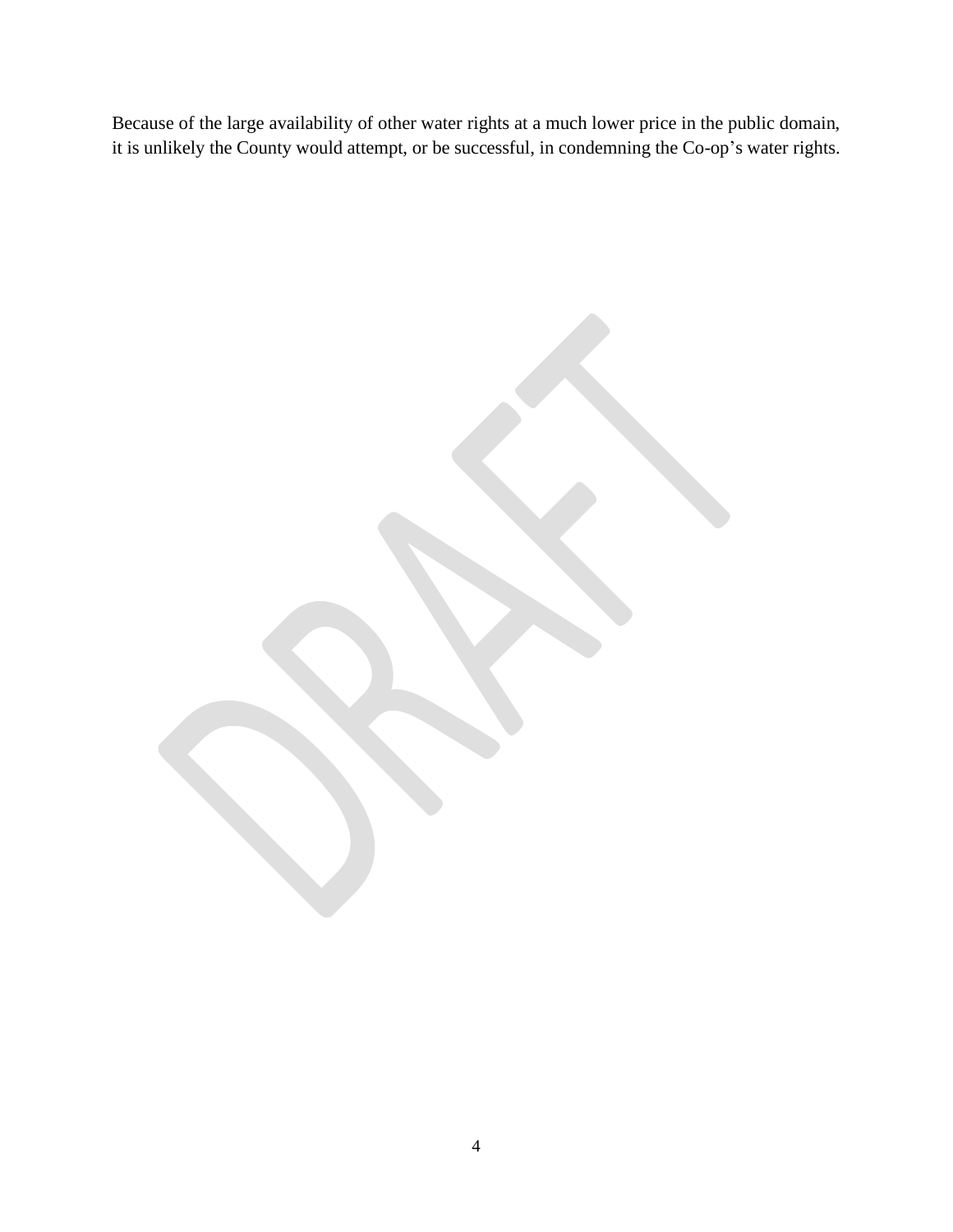Because of the large availability of other water rights at a much lower price in the public domain, it is unlikely the County would attempt, or be successful, in condemning the Co-op's water rights.